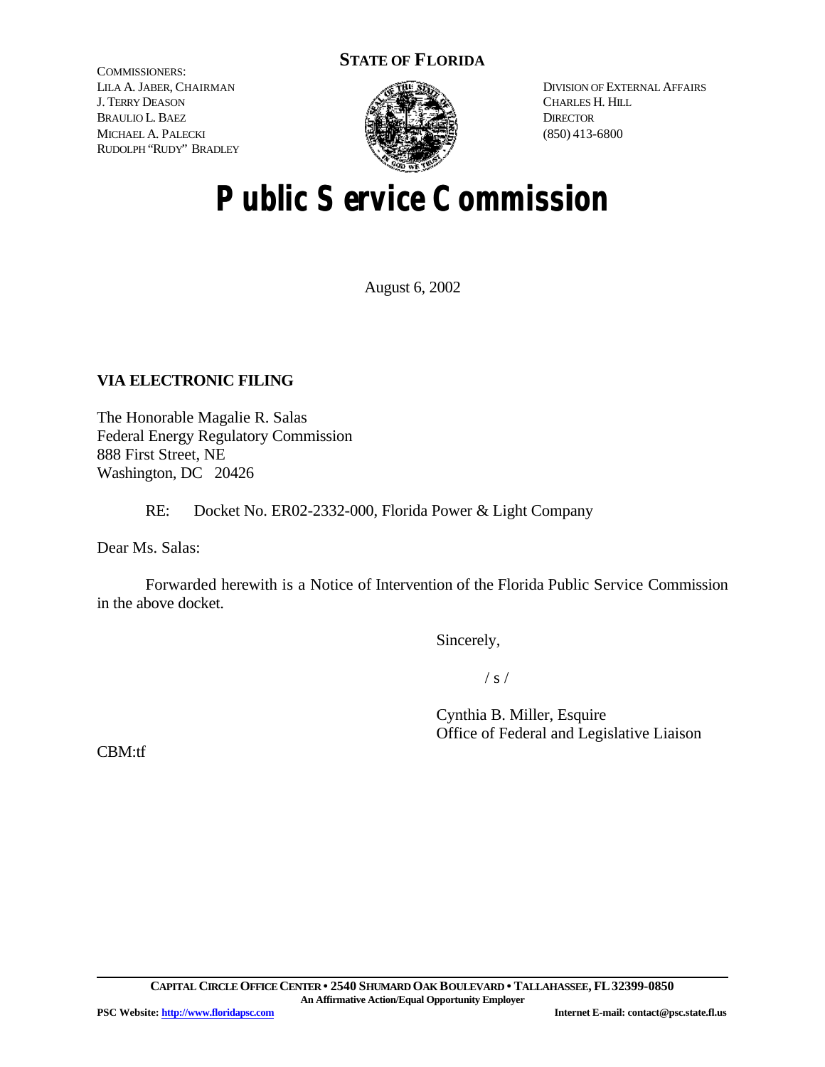**STATE OF FLORIDA**

COMMISSIONERS:
LILA A. JABER, CHAIRMAN
J. TERRY DEASON
BRAULIO L. BAEZ
MICHAEL A. PALECKI
RUDOLPH "RUDY" BRADLEY

DIVISION OF EXTERNAL AFFAIRS
CHARLES H. HILL
DIRECTOR
(850) 413-6800

# Public Service Commission

August 6, 2002

**VIA ELECTRONIC FILING**

The Honorable Magalie R. Salas
Federal Energy Regulatory Commission
888 First Street, NE
Washington, DC 20426

RE: Docket No. ER02-2332-000, Florida Power & Light Company

Dear Ms. Salas:

Forwarded herewith is a Notice of Intervention of the Florida Public Service Commission in the above docket.

Sincerely,

/ s /

Cynthia B. Miller, Esquire
Office of Federal and Legislative Liaison

CBM:tf

**CAPITAL CIRCLE OFFICE CENTER • 2540 SHUMARD OAK BOULEVARD • TALLAHASSEE, FL 32399-0850**
**An Affirmative Action/Equal Opportunity Employer**
**PSC Website: http://www.floridapsc.com** **Internet E-mail: contact@psc.state.fl.us**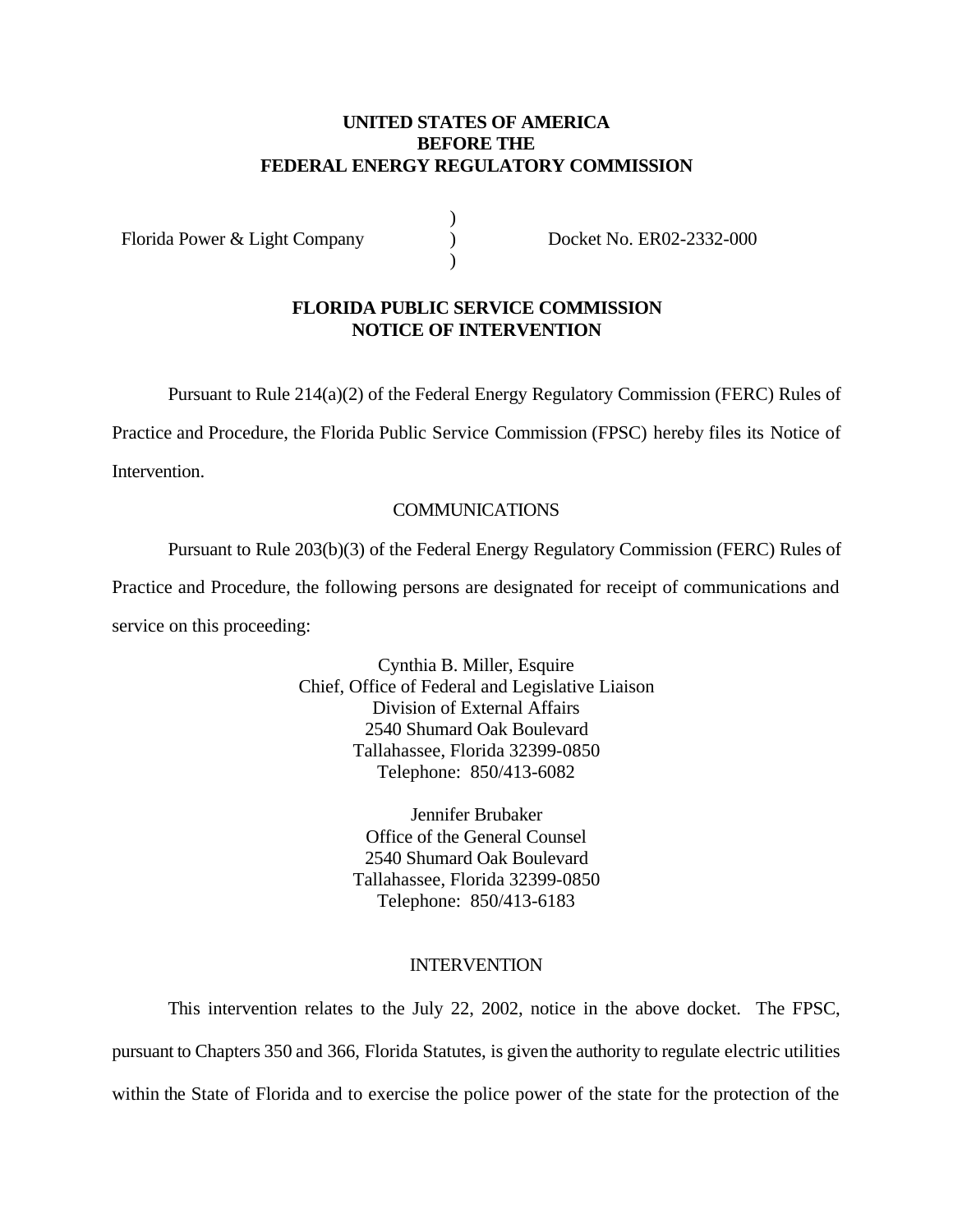**UNITED STATES OF AMERICA**
**BEFORE THE**
**FEDERAL ENERGY REGULATORY COMMISSION**

| | | |
|---|---|---|
| Florida Power & Light Company | ) | Docket No. ER02-2332-000 |

**FLORIDA PUBLIC SERVICE COMMISSION**
**NOTICE OF INTERVENTION**

Pursuant to Rule 214(a)(2) of the Federal Energy Regulatory Commission (FERC) Rules of Practice and Procedure, the Florida Public Service Commission (FPSC) hereby files its Notice of Intervention.

COMMUNICATIONS

Pursuant to Rule 203(b)(3) of the Federal Energy Regulatory Commission (FERC) Rules of Practice and Procedure, the following persons are designated for receipt of communications and service on this proceeding:

Cynthia B. Miller, Esquire
Chief, Office of Federal and Legislative Liaison
Division of External Affairs
2540 Shumard Oak Boulevard
Tallahassee, Florida 32399-0850
Telephone: 850/413-6082

Jennifer Brubaker
Office of the General Counsel
2540 Shumard Oak Boulevard
Tallahassee, Florida 32399-0850
Telephone: 850/413-6183

INTERVENTION

This intervention relates to the July 22, 2002, notice in the above docket. The FPSC, pursuant to Chapters 350 and 366, Florida Statutes, is given the authority to regulate electric utilities within the State of Florida and to exercise the police power of the state for the protection of the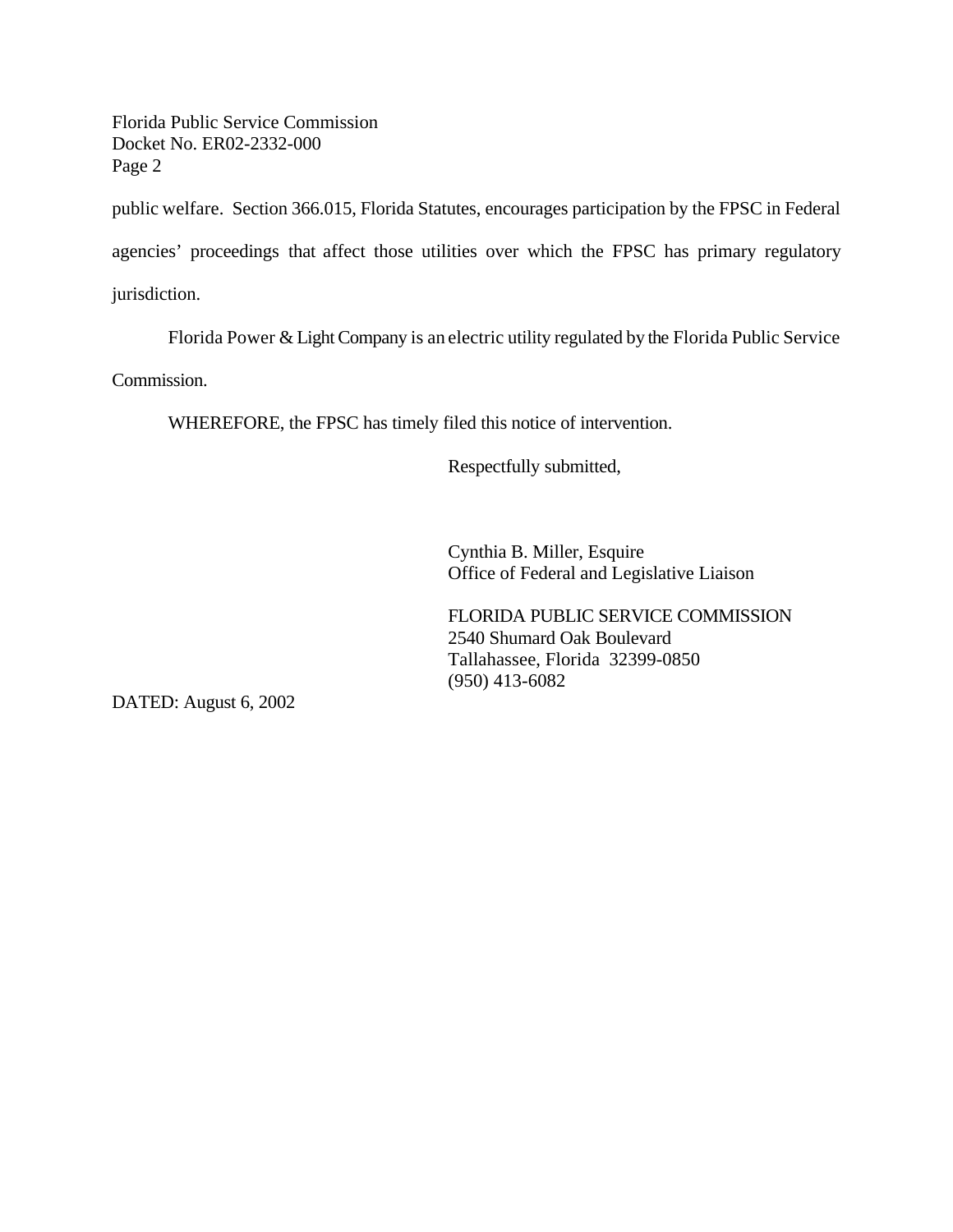public welfare. Section 366.015, Florida Statutes, encourages participation by the FPSC in Federal agencies' proceedings that affect those utilities over which the FPSC has primary regulatory jurisdiction.

Florida Power & Light Company is an electric utility regulated by the Florida Public Service Commission.

WHEREFORE, the FPSC has timely filed this notice of intervention.

Respectfully submitted,

Cynthia B. Miller, Esquire
Office of Federal and Legislative Liaison

FLORIDA PUBLIC SERVICE COMMISSION
2540 Shumard Oak Boulevard
Tallahassee, Florida 32399-0850
(950) 413-6082

DATED: August 6, 2002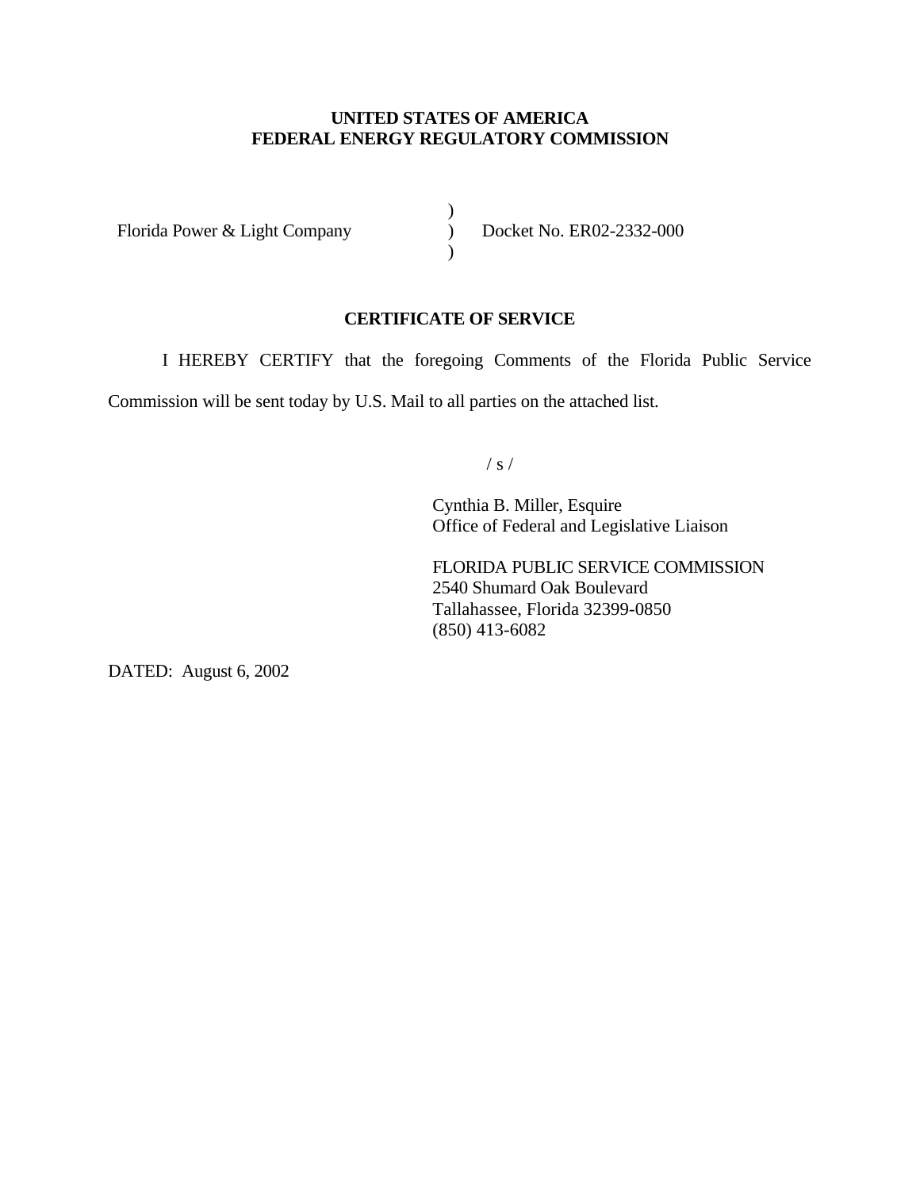**UNITED STATES OF AMERICA**
**FEDERAL ENERGY REGULATORY COMMISSION**

| | | |
|---|---|---|
| Florida Power & Light Company | ) ) ) | Docket No. ER02-2332-000 |

**CERTIFICATE OF SERVICE**

I HEREBY CERTIFY that the foregoing Comments of the Florida Public Service Commission will be sent today by U.S. Mail to all parties on the attached list.

/ s /

Cynthia B. Miller, Esquire
Office of Federal and Legislative Liaison

FLORIDA PUBLIC SERVICE COMMISSION
2540 Shumard Oak Boulevard
Tallahassee, Florida 32399-0850
(850) 413-6082

DATED: August 6, 2002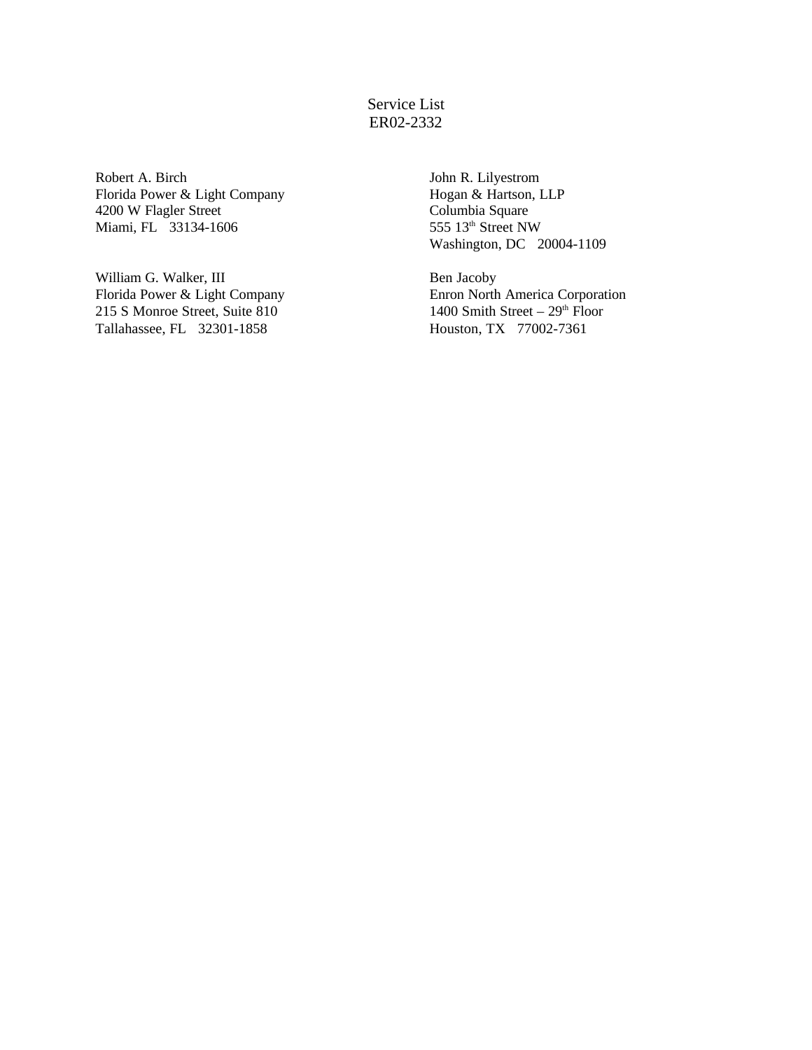Service List
ER02-2332

Robert A. Birch
Florida Power & Light Company
4200 W Flagler Street
Miami, FL 33134-1606

William G. Walker, III
Florida Power & Light Company
215 S Monroe Street, Suite 810
Tallahassee, FL 32301-1858

John R. Lilyestrom
Hogan & Hartson, LLP
Columbia Square
555 13th Street NW
Washington, DC 20004-1109

Ben Jacoby
Enron North America Corporation
1400 Smith Street – 29th Floor
Houston, TX 77002-7361